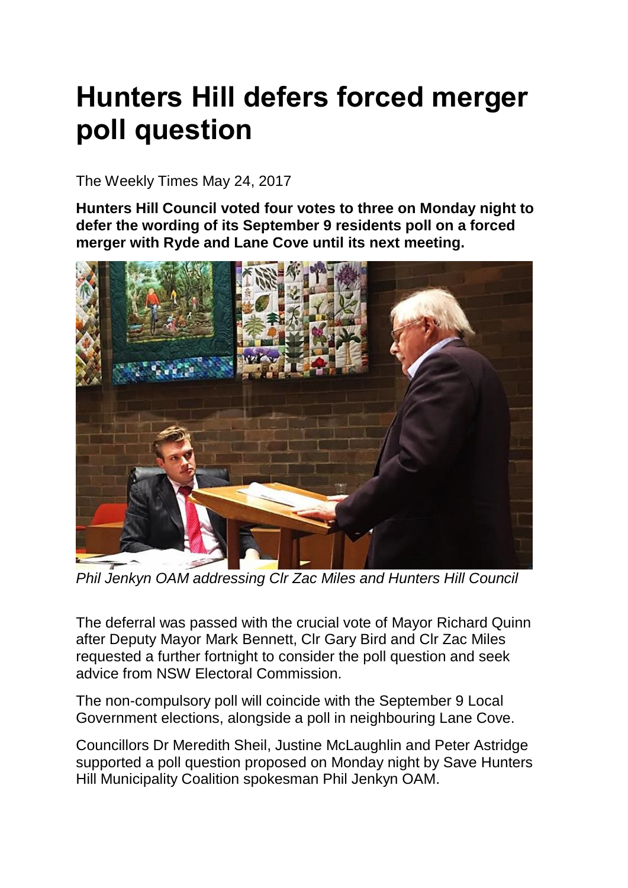# Hunters Hill defers forced merger poll question

The Weekly Times May 24, 2017

**Hunters Hill Council voted four votes to three on Monday night to defer the wording of its September 9 residents poll on a forced merger with Ryde and Lane Cove until its next meeting.**

*Phil Jenkyn OAM addressing Clr Zac Miles and Hunters Hill Council*

The deferral was passed with the crucial vote of Mayor Richard Quinn after Deputy Mayor Mark Bennett, Clr Gary Bird and Clr Zac Miles requested a further fortnight to consider the poll question and seek advice from NSW Electoral Commission.

The non-compulsory poll will coincide with the September 9 Local Government elections, alongside a poll in neighbouring Lane Cove.

Councillors Dr Meredith Sheil, Justine McLaughlin and Peter Astridge supported a poll question proposed on Monday night by Save Hunters Hill Municipality Coalition spokesman Phil Jenkyn OAM.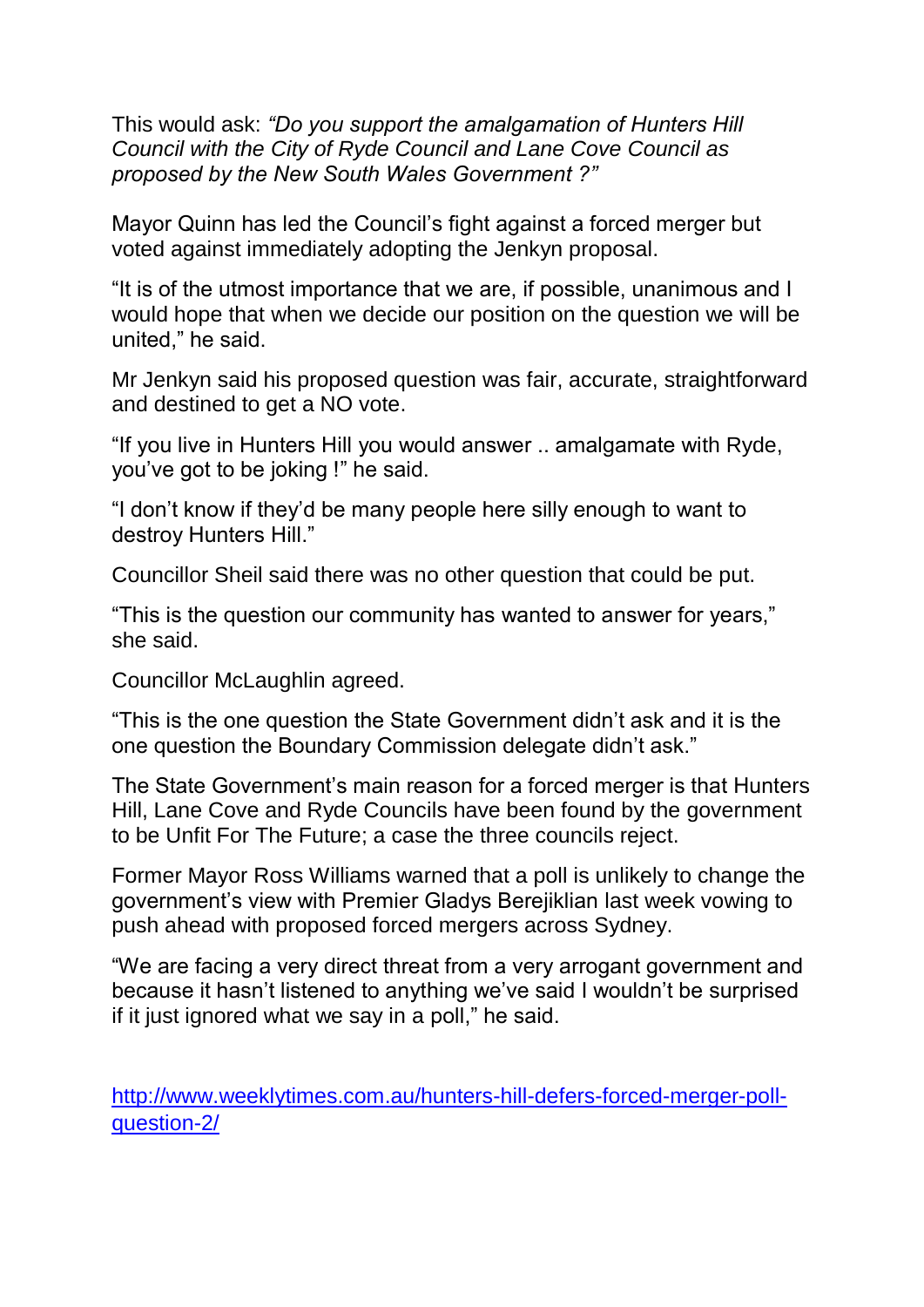This would ask: *"Do you support the amalgamation of Hunters Hill Council with the City of Ryde Council and Lane Cove Council as proposed by the New South Wales Government ?"*

Mayor Quinn has led the Council's fight against a forced merger but voted against immediately adopting the Jenkyn proposal.

"It is of the utmost importance that we are, if possible, unanimous and I would hope that when we decide our position on the question we will be united," he said.

Mr Jenkyn said his proposed question was fair, accurate, straightforward and destined to get a NO vote.

"If you live in Hunters Hill you would answer .. amalgamate with Ryde, you've got to be joking !" he said.

"I don't know if they'd be many people here silly enough to want to destroy Hunters Hill."

Councillor Sheil said there was no other question that could be put.

"This is the question our community has wanted to answer for years," she said.

Councillor McLaughlin agreed.

"This is the one question the State Government didn't ask and it is the one question the Boundary Commission delegate didn't ask."

The State Government's main reason for a forced merger is that Hunters Hill, Lane Cove and Ryde Councils have been found by the government to be Unfit For The Future; a case the three councils reject.

Former Mayor Ross Williams warned that a poll is unlikely to change the government's view with Premier Gladys Berejiklian last week vowing to push ahead with proposed forced mergers across Sydney.

"We are facing a very direct threat from a very arrogant government and because it hasn't listened to anything we've said I wouldn't be surprised if it just ignored what we say in a poll," he said.

[http://www.weeklytimes.com.au/hunters-hill-defers-forced-merger-poll-question-2/](http://www.weeklytimes.com.au/hunters-hill-defers-forced-merger-poll-question-2/)